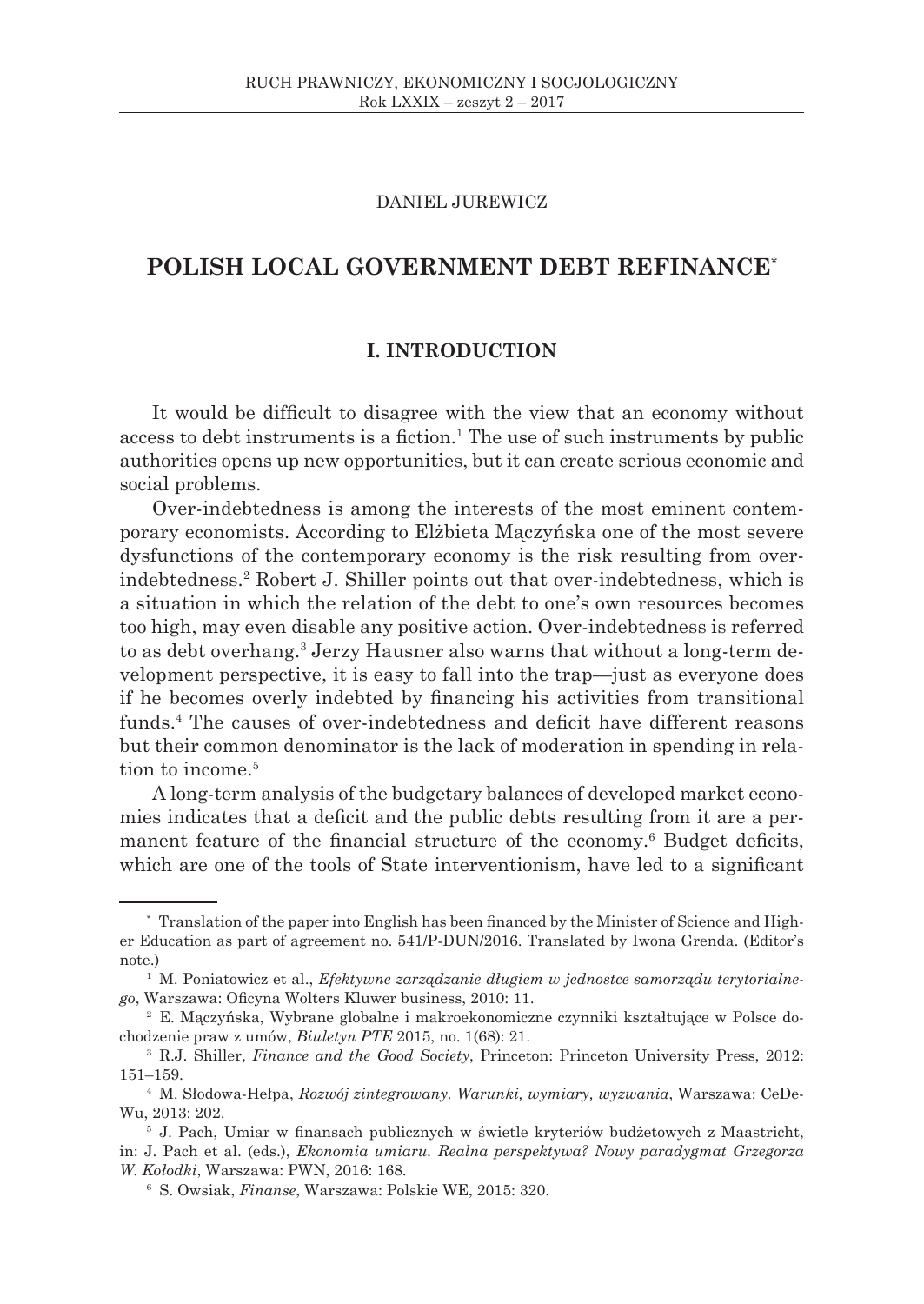DANIEL JUREWICZ

# POLISH LOCAL GOVERNMENT DEBT REFINANCE*

## I. INTRODUCTION

It would be difficult to disagree with the view that an economy without access to debt instruments is a fiction.[1] The use of such instruments by public authorities opens up new opportunities, but it can create serious economic and social problems.

Over-indebtedness is among the interests of the most eminent contemporary economists. According to Elżbieta Mączyńska one of the most severe dysfunctions of the contemporary economy is the risk resulting from over-indebtedness.[2] Robert J. Shiller points out that over-indebtedness, which is a situation in which the relation of the debt to one's own resources becomes too high, may even disable any positive action. Over-indebtedness is referred to as debt overhang.[3] Jerzy Hausner also warns that without a long-term development perspective, it is easy to fall into the trap—just as everyone does if he becomes overly indebted by financing his activities from transitional funds.[4] The causes of over-indebtedness and deficit have different reasons but their common denominator is the lack of moderation in spending in relation to income.[5]

A long-term analysis of the budgetary balances of developed market economies indicates that a deficit and the public debts resulting from it are a permanent feature of the financial structure of the economy.[6] Budget deficits, which are one of the tools of State interventionism, have led to a significant

---

\* Translation of the paper into English has been financed by the Minister of Science and Higher Education as part of agreement no. 541/P-DUN/2016. Translated by Iwona Grenda. (Editor's note.)

[1] M. Poniatowicz et al., *Efektywne zarządzanie długiem w jednostce samorządu terytorialnego*, Warszawa: Oficyna Wolters Kluwer business, 2010: 11.

[2] E. Mączyńska, Wybrane globalne i makroekonomiczne czynniki kształtujące w Polsce dochodzenie praw z umów, *Biuletyn PTE* 2015, no. 1(68): 21.

[3] R.J. Shiller, *Finance and the Good Society*, Princeton: Princeton University Press, 2012: 151–159.

[4] M. Słodowa-Hełpa, *Rozwój zintegrowany. Warunki, wymiary, wyzwania*, Warszawa: CeDeWu, 2013: 202.

[5] J. Pach, Umiar w finansach publicznych w świetle kryteriów budżetowych z Maastricht, in: J. Pach et al. (eds.), *Ekonomia umiaru. Realna perspektywa? Nowy paradygmat Grzegorza W. Kołodki*, Warszawa: PWN, 2016: 168.

[6] S. Owsiak, *Finanse*, Warszawa: Polskie WE, 2015: 320.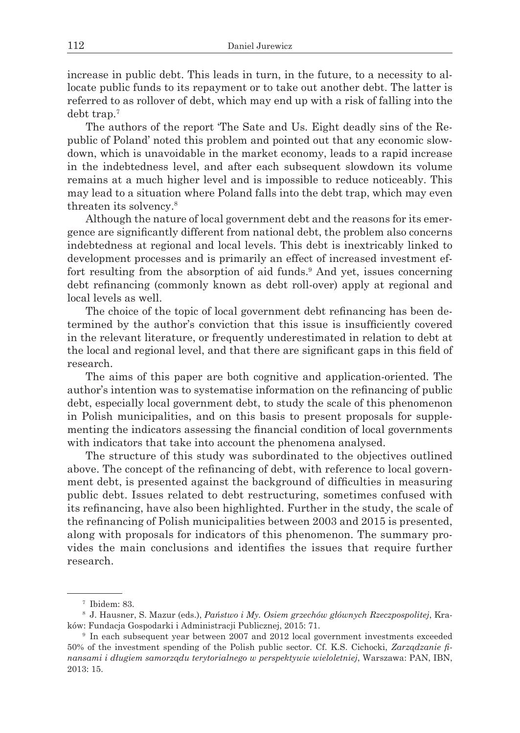increase in public debt. This leads in turn, in the future, to a necessity to allocate public funds to its repayment or to take out another debt. The latter is referred to as rollover of debt, which may end up with a risk of falling into the debt trap.[7]

The authors of the report 'The Sate and Us. Eight deadly sins of the Republic of Poland' noted this problem and pointed out that any economic slowdown, which is unavoidable in the market economy, leads to a rapid increase in the indebtedness level, and after each subsequent slowdown its volume remains at a much higher level and is impossible to reduce noticeably. This may lead to a situation where Poland falls into the debt trap, which may even threaten its solvency.[8]

Although the nature of local government debt and the reasons for its emergence are significantly different from national debt, the problem also concerns indebtedness at regional and local levels. This debt is inextricably linked to development processes and is primarily an effect of increased investment effort resulting from the absorption of aid funds.[9] And yet, issues concerning debt refinancing (commonly known as debt roll-over) apply at regional and local levels as well.

The choice of the topic of local government debt refinancing has been determined by the author's conviction that this issue is insufficiently covered in the relevant literature, or frequently underestimated in relation to debt at the local and regional level, and that there are significant gaps in this field of research.

The aims of this paper are both cognitive and application-oriented. The author's intention was to systematise information on the refinancing of public debt, especially local government debt, to study the scale of this phenomenon in Polish municipalities, and on this basis to present proposals for supplementing the indicators assessing the financial condition of local governments with indicators that take into account the phenomena analysed.

The structure of this study was subordinated to the objectives outlined above. The concept of the refinancing of debt, with reference to local government debt, is presented against the background of difficulties in measuring public debt. Issues related to debt restructuring, sometimes confused with its refinancing, have also been highlighted. Further in the study, the scale of the refinancing of Polish municipalities between 2003 and 2015 is presented, along with proposals for indicators of this phenomenon. The summary provides the main conclusions and identifies the issues that require further research.

---

[7] Ibidem: 83.

[8] J. Hausner, S. Mazur (eds.), *Państwo i My. Osiem grzechów głównych Rzeczpospolitej*, Kraków: Fundacja Gospodarki i Administracji Publicznej, 2015: 71.

[9] In each subsequent year between 2007 and 2012 local government investments exceeded 50% of the investment spending of the Polish public sector. Cf. K.S. Cichocki, *Zarządzanie finansami i długiem samorządu terytorialnego w perspektywie wieloletniej*, Warszawa: PAN, IBN, 2013: 15.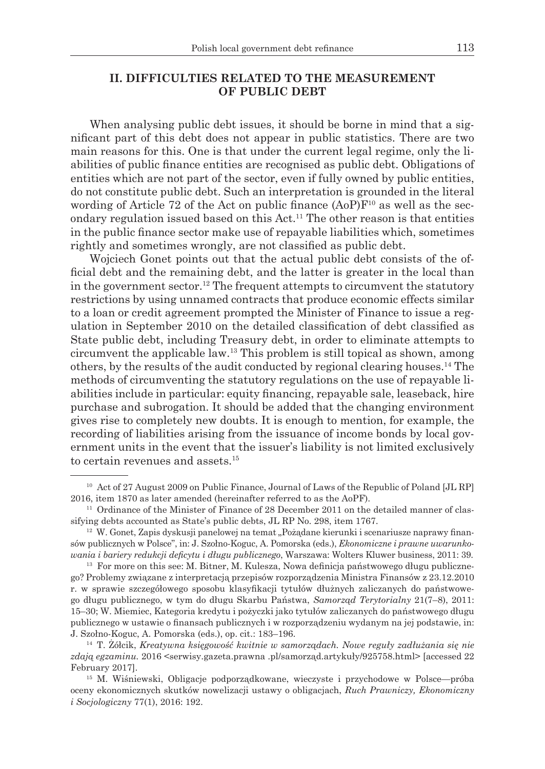## II. DIFFICULTIES RELATED TO THE MEASUREMENT OF PUBLIC DEBT

When analysing public debt issues, it should be borne in mind that a significant part of this debt does not appear in public statistics. There are two main reasons for this. One is that under the current legal regime, only the liabilities of public finance entities are recognised as public debt. Obligations of entities which are not part of the sector, even if fully owned by public entities, do not constitute public debt. Such an interpretation is grounded in the literal wording of Article 72 of the Act on public finance (AoP)F[10] as well as the secondary regulation issued based on this Act.[11] The other reason is that entities in the public finance sector make use of repayable liabilities which, sometimes rightly and sometimes wrongly, are not classified as public debt.

Wojciech Gonet points out that the actual public debt consists of the official debt and the remaining debt, and the latter is greater in the local than in the government sector.[12] The frequent attempts to circumvent the statutory restrictions by using unnamed contracts that produce economic effects similar to a loan or credit agreement prompted the Minister of Finance to issue a regulation in September 2010 on the detailed classification of debt classified as State public debt, including Treasury debt, in order to eliminate attempts to circumvent the applicable law.[13] This problem is still topical as shown, among others, by the results of the audit conducted by regional clearing houses.[14] The methods of circumventing the statutory regulations on the use of repayable liabilities include in particular: equity financing, repayable sale, leaseback, hire purchase and subrogation. It should be added that the changing environment gives rise to completely new doubts. It is enough to mention, for example, the recording of liabilities arising from the issuance of income bonds by local government units in the event that the issuer's liability is not limited exclusively to certain revenues and assets.[15]

---

[10] Act of 27 August 2009 on Public Finance, Journal of Laws of the Republic of Poland [JL RP] 2016, item 1870 as later amended (hereinafter referred to as the AoPF).

[11] Ordinance of the Minister of Finance of 28 December 2011 on the detailed manner of classifying debts accounted as State's public debts, JL RP No. 298, item 1767.

[12] W. Gonet, Zapis dyskusji panelowej na temat „Pożądane kierunki i scenariusze naprawy finansów publicznych w Polsce", in: J. Szołno-Koguc, A. Pomorska (eds.), *Ekonomiczne i prawne uwarunkowania i bariery redukcji deficytu i długu publicznego*, Warszawa: Wolters Kluwer business, 2011: 39.

[13] For more on this see: M. Bitner, M. Kulesza, Nowa definicja państwowego długu publicznego? Problemy związane z interpretacją przepisów rozporządzenia Ministra Finansów z 23.12.2010 r. w sprawie szczegółowego sposobu klasyfikacji tytułów dłużnych zaliczanych do państwowego długu publicznego, w tym do długu Skarbu Państwa, *Samorząd Terytorialny* 21(7–8), 2011: 15–30; W. Miemiec, Kategoria kredytu i pożyczki jako tytułów zaliczanych do państwowego długu publicznego w ustawie o finansach publicznych i w rozporządzeniu wydanym na jej podstawie, in: J. Szołno-Koguc, A. Pomorska (eds.), op. cit.: 183–196.

[14] T. Żółcik, *Kreatywna księgowość kwitnie w samorządach. Nowe reguły zadłużania się nie zdają egzaminu.* 2016 <serwisy.gazeta.prawna .pl/samorząd.artykuły/925758.html> [accessed 22 February 2017].

[15] M. Wiśniewski, Obligacje podporządkowane, wieczyste i przychodowe w Polsce—próba oceny ekonomicznych skutków nowelizacji ustawy o obligacjach, *Ruch Prawniczy, Ekonomiczny i Socjologiczny* 77(1), 2016: 192.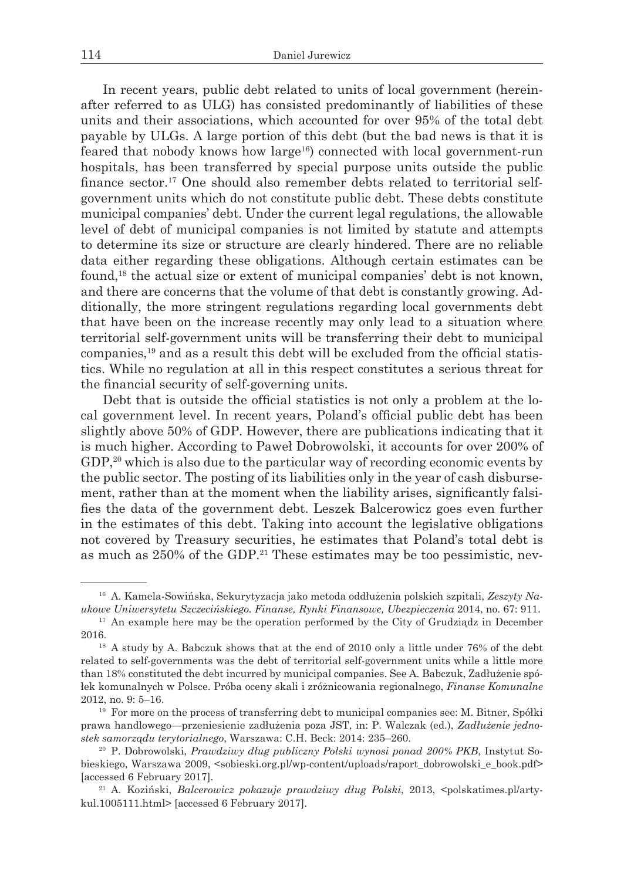In recent years, public debt related to units of local government (hereinafter referred to as ULG) has consisted predominantly of liabilities of these units and their associations, which accounted for over 95% of the total debt payable by ULGs. A large portion of this debt (but the bad news is that it is feared that nobody knows how large[16]) connected with local government-run hospitals, has been transferred by special purpose units outside the public finance sector.[17] One should also remember debts related to territorial self-government units which do not constitute public debt. These debts constitute municipal companies' debt. Under the current legal regulations, the allowable level of debt of municipal companies is not limited by statute and attempts to determine its size or structure are clearly hindered. There are no reliable data either regarding these obligations. Although certain estimates can be found,[18] the actual size or extent of municipal companies' debt is not known, and there are concerns that the volume of that debt is constantly growing. Additionally, the more stringent regulations regarding local governments debt that have been on the increase recently may only lead to a situation where territorial self-government units will be transferring their debt to municipal companies,[19] and as a result this debt will be excluded from the official statistics. While no regulation at all in this respect constitutes a serious threat for the financial security of self-governing units.

Debt that is outside the official statistics is not only a problem at the local government level. In recent years, Poland's official public debt has been slightly above 50% of GDP. However, there are publications indicating that it is much higher. According to Paweł Dobrowolski, it accounts for over 200% of GDP,[20] which is also due to the particular way of recording economic events by the public sector. The posting of its liabilities only in the year of cash disbursement, rather than at the moment when the liability arises, significantly falsifies the data of the government debt. Leszek Balcerowicz goes even further in the estimates of this debt. Taking into account the legislative obligations not covered by Treasury securities, he estimates that Poland's total debt is as much as 250% of the GDP.[21] These estimates may be too pessimistic, nev-

---

[16] A. Kamela-Sowińska, Sekurytyzacja jako metoda oddłużenia polskich szpitali, *Zeszyty Naukowe Uniwersytetu Szczecińskiego. Finanse, Rynki Finansowe, Ubezpieczenia* 2014, no. 67: 911.

[17] An example here may be the operation performed by the City of Grudziądz in December 2016.

[18] A study by A. Babczuk shows that at the end of 2010 only a little under 76% of the debt related to self-governments was the debt of territorial self-government units while a little more than 18% constituted the debt incurred by municipal companies. See A. Babczuk, Zadłużenie spółek komunalnych w Polsce. Próba oceny skali i zróżnicowania regionalnego, *Finanse Komunalne* 2012, no. 9: 5–16.

[19] For more on the process of transferring debt to municipal companies see: M. Bitner, Spółki prawa handlowego—przeniesienie zadłużenia poza JST, in: P. Walczak (ed.), *Zadłużenie jednostek samorządu terytorialnego*, Warszawa: C.H. Beck: 2014: 235–260.

[20] P. Dobrowolski, *Prawdziwy dług publiczny Polski wynosi ponad 200% PKB*, Instytut Sobieskiego, Warszawa 2009, <sobieski.org.pl/wp-content/uploads/raport_dobrowolski_e_book.pdf> [accessed 6 February 2017].

[21] A. Koziński, *Balcerowicz pokazuje prawdziwy dług Polski*, 2013, <polskatimes.pl/artykul.1005111.html> [accessed 6 February 2017].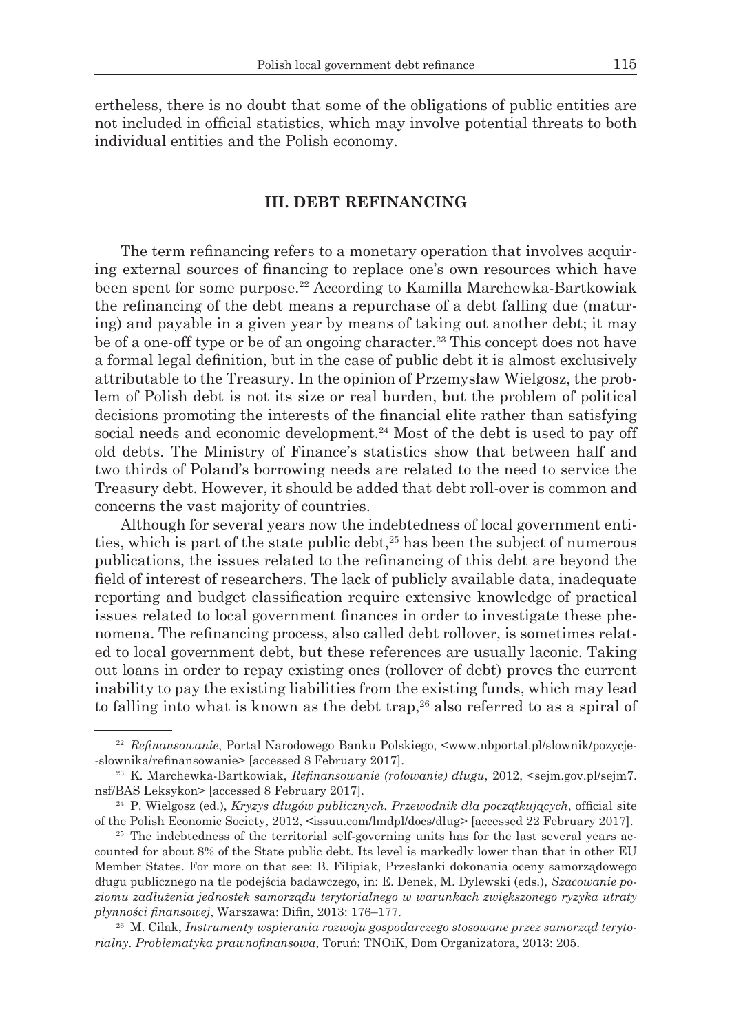ertheless, there is no doubt that some of the obligations of public entities are not included in official statistics, which may involve potential threats to both individual entities and the Polish economy.

## III. DEBT REFINANCING

The term refinancing refers to a monetary operation that involves acquiring external sources of financing to replace one's own resources which have been spent for some purpose.[22] According to Kamilla Marchewka-Bartkowiak the refinancing of the debt means a repurchase of a debt falling due (maturing) and payable in a given year by means of taking out another debt; it may be of a one-off type or be of an ongoing character.[23] This concept does not have a formal legal definition, but in the case of public debt it is almost exclusively attributable to the Treasury. In the opinion of Przemysław Wielgosz, the problem of Polish debt is not its size or real burden, but the problem of political decisions promoting the interests of the financial elite rather than satisfying social needs and economic development.[24] Most of the debt is used to pay off old debts. The Ministry of Finance's statistics show that between half and two thirds of Poland's borrowing needs are related to the need to service the Treasury debt. However, it should be added that debt roll-over is common and concerns the vast majority of countries.

Although for several years now the indebtedness of local government entities, which is part of the state public debt,[25] has been the subject of numerous publications, the issues related to the refinancing of this debt are beyond the field of interest of researchers. The lack of publicly available data, inadequate reporting and budget classification require extensive knowledge of practical issues related to local government finances in order to investigate these phenomena. The refinancing process, also called debt rollover, is sometimes related to local government debt, but these references are usually laconic. Taking out loans in order to repay existing ones (rollover of debt) proves the current inability to pay the existing liabilities from the existing funds, which may lead to falling into what is known as the debt trap,[26] also referred to as a spiral of

---

[22] *Refinansowanie*, Portal Narodowego Banku Polskiego, <www.nbportal.pl/slownik/pozycje-slownika/refinansowanie> [accessed 8 February 2017].

[23] K. Marchewka-Bartkowiak, *Refinansowanie (rolowanie) długu*, 2012, <sejm.gov.pl/sejm7.nsf/BAS Leksykon> [accessed 8 February 2017].

[24] P. Wielgosz (ed.), *Kryzys długów publicznych. Przewodnik dla początkujących*, official site of the Polish Economic Society, 2012, <issuu.com/lmdpl/docs/dlug> [accessed 22 February 2017].

[25] The indebtedness of the territorial self-governing units has for the last several years accounted for about 8% of the State public debt. Its level is markedly lower than that in other EU Member States. For more on that see: B. Filipiak, Przesłanki dokonania oceny samorządowego długu publicznego na tle podejścia badawczego, in: E. Denek, M. Dylewski (eds.), *Szacowanie poziomu zadłużenia jednostek samorządu terytorialnego w warunkach zwiększonego ryzyka utraty płynności finansowej*, Warszawa: Difin, 2013: 176–177.

[26] M. Cilak, *Instrumenty wspierania rozwoju gospodarczego stosowane przez samorząd terytorialny. Problematyka prawnofinansowa*, Toruń: TNOiK, Dom Organizatora, 2013: 205.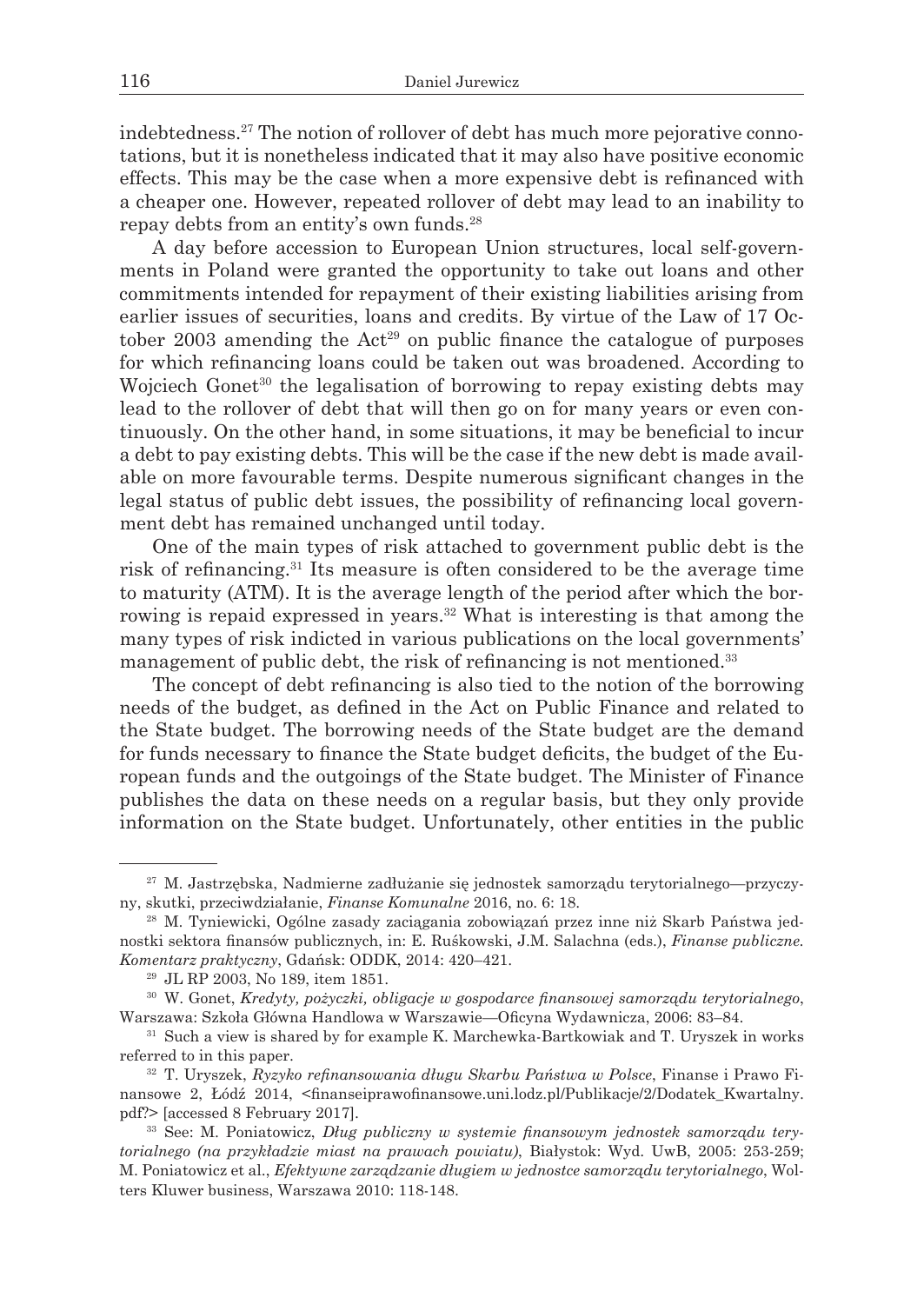indebtedness.[27] The notion of rollover of debt has much more pejorative connotations, but it is nonetheless indicated that it may also have positive economic effects. This may be the case when a more expensive debt is refinanced with a cheaper one. However, repeated rollover of debt may lead to an inability to repay debts from an entity's own funds.[28]

A day before accession to European Union structures, local self-governments in Poland were granted the opportunity to take out loans and other commitments intended for repayment of their existing liabilities arising from earlier issues of securities, loans and credits. By virtue of the Law of 17 October 2003 amending the Act[29] on public finance the catalogue of purposes for which refinancing loans could be taken out was broadened. According to Wojciech Gonet[30] the legalisation of borrowing to repay existing debts may lead to the rollover of debt that will then go on for many years or even continuously. On the other hand, in some situations, it may be beneficial to incur a debt to pay existing debts. This will be the case if the new debt is made available on more favourable terms. Despite numerous significant changes in the legal status of public debt issues, the possibility of refinancing local government debt has remained unchanged until today.

One of the main types of risk attached to government public debt is the risk of refinancing.[31] Its measure is often considered to be the average time to maturity (ATM). It is the average length of the period after which the borrowing is repaid expressed in years.[32] What is interesting is that among the many types of risk indicted in various publications on the local governments' management of public debt, the risk of refinancing is not mentioned.[33]

The concept of debt refinancing is also tied to the notion of the borrowing needs of the budget, as defined in the Act on Public Finance and related to the State budget. The borrowing needs of the State budget are the demand for funds necessary to finance the State budget deficits, the budget of the European funds and the outgoings of the State budget. The Minister of Finance publishes the data on these needs on a regular basis, but they only provide information on the State budget. Unfortunately, other entities in the public

---

[27] M. Jastrzębska, Nadmierne zadłużanie się jednostek samorządu terytorialnego—przyczyny, skutki, przeciwdziałanie, *Finanse Komunalne* 2016, no. 6: 18.

[28] M. Tyniewicki, Ogólne zasady zaciągania zobowiązań przez inne niż Skarb Państwa jednostki sektora finansów publicznych, in: E. Ruśkowski, J.M. Salachna (eds.), *Finanse publiczne. Komentarz praktyczny*, Gdańsk: ODDK, 2014: 420–421.

[29] JL RP 2003, No 189, item 1851.

[30] W. Gonet, *Kredyty, pożyczki, obligacje w gospodarce finansowej samorządu terytorialnego*, Warszawa: Szkoła Główna Handlowa w Warszawie—Oficyna Wydawnicza, 2006: 83–84.

[31] Such a view is shared by for example K. Marchewka-Bartkowiak and T. Uryszek in works referred to in this paper.

[32] T. Uryszek, *Ryzyko refinansowania długu Skarbu Państwa w Polsce*, Finanse i Prawo Finansowe 2, Łódź 2014, <finanseiprawofinansowe.uni.lodz.pl/Publikacje/2/Dodatek_Kwartalny.pdf?> [accessed 8 February 2017].

[33] See: M. Poniatowicz, *Dług publiczny w systemie finansowym jednostek samorządu terytorialnego (na przykładzie miast na prawach powiatu)*, Białystok: Wyd. UwB, 2005: 253-259; M. Poniatowicz et al., *Efektywne zarządzanie długiem w jednostce samorządu terytorialnego*, Wolters Kluwer business, Warszawa 2010: 118-148.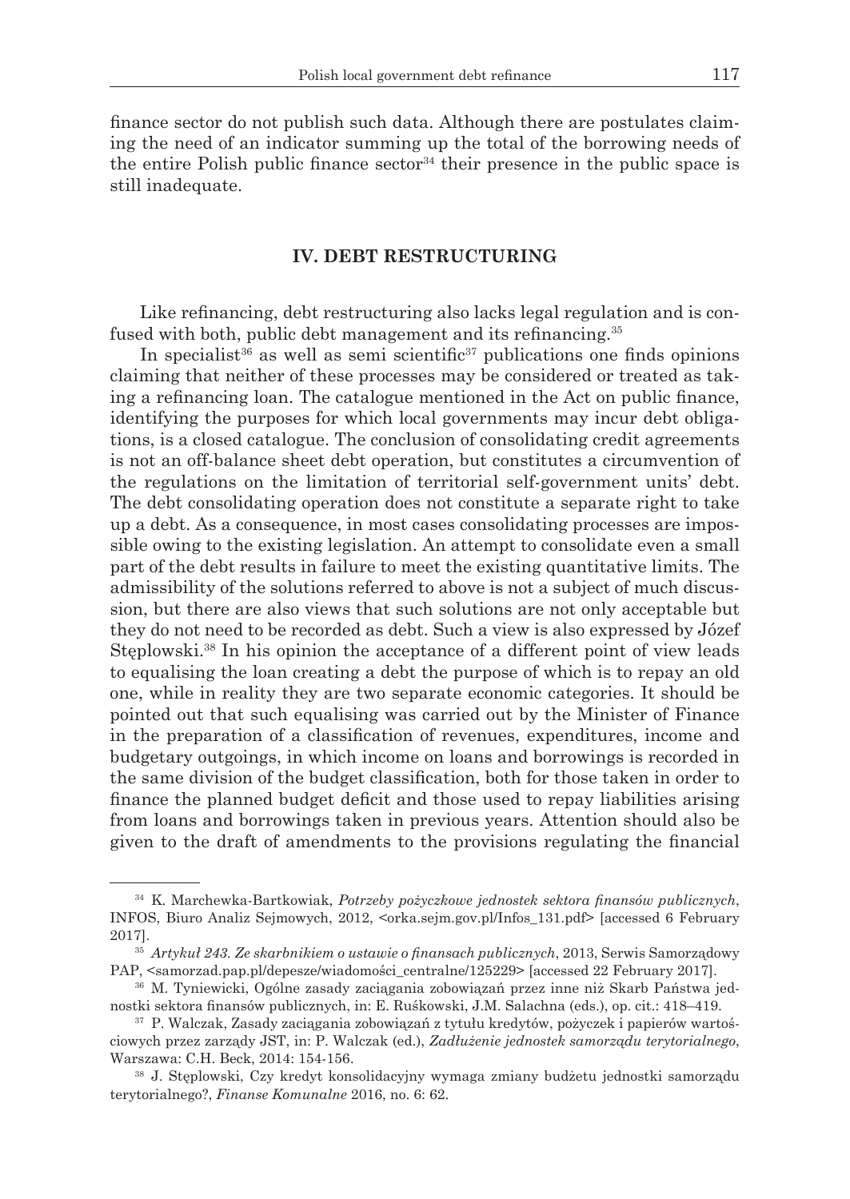finance sector do not publish such data. Although there are postulates claiming the need of an indicator summing up the total of the borrowing needs of the entire Polish public finance sector[34] their presence in the public space is still inadequate.

## IV. DEBT RESTRUCTURING

Like refinancing, debt restructuring also lacks legal regulation and is confused with both, public debt management and its refinancing.[35]

In specialist[36] as well as semi scientific[37] publications one finds opinions claiming that neither of these processes may be considered or treated as taking a refinancing loan. The catalogue mentioned in the Act on public finance, identifying the purposes for which local governments may incur debt obligations, is a closed catalogue. The conclusion of consolidating credit agreements is not an off-balance sheet debt operation, but constitutes a circumvention of the regulations on the limitation of territorial self-government units' debt. The debt consolidating operation does not constitute a separate right to take up a debt. As a consequence, in most cases consolidating processes are impossible owing to the existing legislation. An attempt to consolidate even a small part of the debt results in failure to meet the existing quantitative limits. The admissibility of the solutions referred to above is not a subject of much discussion, but there are also views that such solutions are not only acceptable but they do not need to be recorded as debt. Such a view is also expressed by Józef Stęplowski.[38] In his opinion the acceptance of a different point of view leads to equalising the loan creating a debt the purpose of which is to repay an old one, while in reality they are two separate economic categories. It should be pointed out that such equalising was carried out by the Minister of Finance in the preparation of a classification of revenues, expenditures, income and budgetary outgoings, in which income on loans and borrowings is recorded in the same division of the budget classification, both for those taken in order to finance the planned budget deficit and those used to repay liabilities arising from loans and borrowings taken in previous years. Attention should also be given to the draft of amendments to the provisions regulating the financial

---

[34] K. Marchewka-Bartkowiak, *Potrzeby pożyczkowe jednostek sektora finansów publicznych*, INFOS, Biuro Analiz Sejmowych, 2012, <orka.sejm.gov.pl/Infos_131.pdf> [accessed 6 February 2017].

[35] *Artykuł 243. Ze skarbnikiem o ustawie o finansach publicznych*, 2013, Serwis Samorządowy PAP, <samorzad.pap.pl/depesze/wiadomości_centralne/125229> [accessed 22 February 2017].

[36] M. Tyniewicki, Ogólne zasady zaciągania zobowiązań przez inne niż Skarb Państwa jednostki sektora finansów publicznych, in: E. Ruśkowski, J.M. Salachna (eds.), op. cit.: 418–419.

[37] P. Walczak, Zasady zaciągania zobowiązań z tytułu kredytów, pożyczek i papierów wartościowych przez zarządy JST, in: P. Walczak (ed.), *Zadłużenie jednostek samorządu terytorialnego*, Warszawa: C.H. Beck, 2014: 154-156.

[38] J. Stęplowski, Czy kredyt konsolidacyjny wymaga zmiany budżetu jednostki samorządu terytorialnego?, *Finanse Komunalne* 2016, no. 6: 62.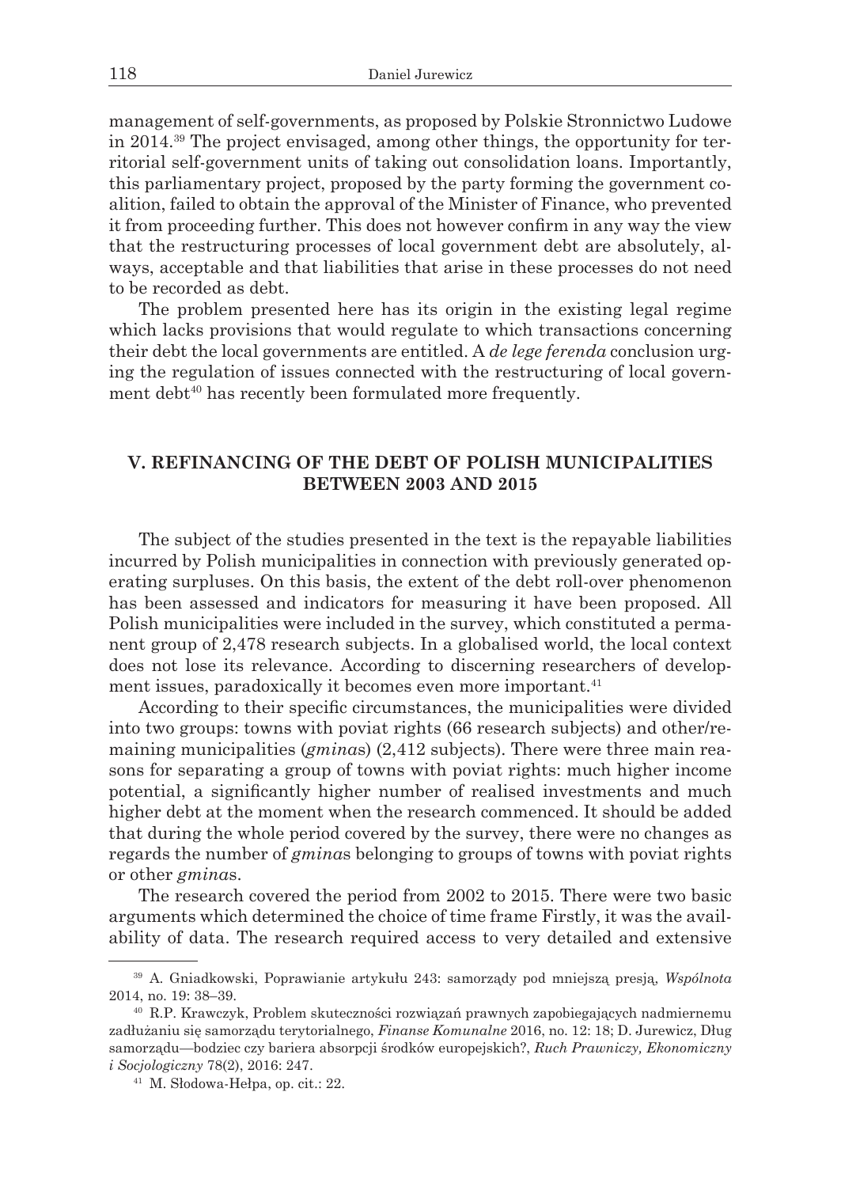management of self-governments, as proposed by Polskie Stronnictwo Ludowe in 2014.[39] The project envisaged, among other things, the opportunity for territorial self-government units of taking out consolidation loans. Importantly, this parliamentary project, proposed by the party forming the government coalition, failed to obtain the approval of the Minister of Finance, who prevented it from proceeding further. This does not however confirm in any way the view that the restructuring processes of local government debt are absolutely, always, acceptable and that liabilities that arise in these processes do not need to be recorded as debt.

The problem presented here has its origin in the existing legal regime which lacks provisions that would regulate to which transactions concerning their debt the local governments are entitled. A *de lege ferenda* conclusion urging the regulation of issues connected with the restructuring of local government debt[40] has recently been formulated more frequently.

## V. REFINANCING OF THE DEBT OF POLISH MUNICIPALITIES BETWEEN 2003 AND 2015

The subject of the studies presented in the text is the repayable liabilities incurred by Polish municipalities in connection with previously generated operating surpluses. On this basis, the extent of the debt roll-over phenomenon has been assessed and indicators for measuring it have been proposed. All Polish municipalities were included in the survey, which constituted a permanent group of 2,478 research subjects. In a globalised world, the local context does not lose its relevance. According to discerning researchers of development issues, paradoxically it becomes even more important.[41]

According to their specific circumstances, the municipalities were divided into two groups: towns with poviat rights (66 research subjects) and other/remaining municipalities (*gmina*s) (2,412 subjects). There were three main reasons for separating a group of towns with poviat rights: much higher income potential, a significantly higher number of realised investments and much higher debt at the moment when the research commenced. It should be added that during the whole period covered by the survey, there were no changes as regards the number of *gmina*s belonging to groups of towns with poviat rights or other *gmina*s.

The research covered the period from 2002 to 2015. There were two basic arguments which determined the choice of time frame Firstly, it was the availability of data. The research required access to very detailed and extensive

---

[39] A. Gniadkowski, Poprawianie artykułu 243: samorządy pod mniejszą presją, *Wspólnota* 2014, no. 19: 38–39.

[40] R.P. Krawczyk, Problem skuteczności rozwiązań prawnych zapobiegających nadmiernemu zadłużaniu się samorządu terytorialnego, *Finanse Komunalne* 2016, no. 12: 18; D. Jurewicz, Dług samorządu—bodziec czy bariera absorpcji środków europejskich?, *Ruch Prawniczy, Ekonomiczny i Socjologiczny* 78(2), 2016: 247.

[41] M. Słodowa-Hełpa, op. cit.: 22.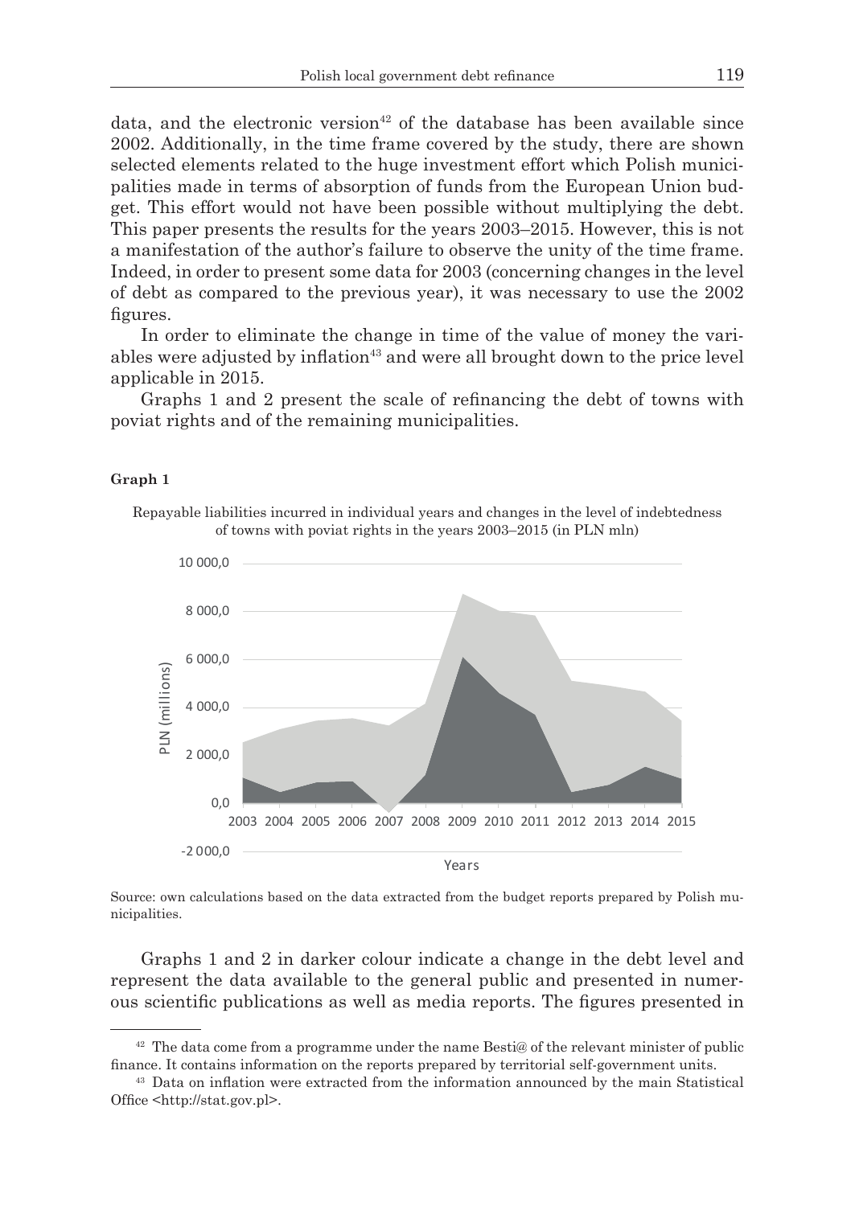data, and the electronic version[42] of the database has been available since 2002. Additionally, in the time frame covered by the study, there are shown selected elements related to the huge investment effort which Polish municipalities made in terms of absorption of funds from the European Union budget. This effort would not have been possible without multiplying the debt. This paper presents the results for the years 2003–2015. However, this is not a manifestation of the author's failure to observe the unity of the time frame. Indeed, in order to present some data for 2003 (concerning changes in the level of debt as compared to the previous year), it was necessary to use the 2002 figures.

In order to eliminate the change in time of the value of money the variables were adjusted by inflation[43] and were all brought down to the price level applicable in 2015.

Graphs 1 and 2 present the scale of refinancing the debt of towns with poviat rights and of the remaining municipalities.

**Graph 1**

Repayable liabilities incurred in individual years and changes in the level of indebtedness of towns with poviat rights in the years 2003–2015 (in PLN mln)

Source: own calculations based on the data extracted from the budget reports prepared by Polish municipalities.

Graphs 1 and 2 in darker colour indicate a change in the debt level and represent the data available to the general public and presented in numerous scientific publications as well as media reports. The figures presented in

---

[42] The data come from a programme under the name Besti@ of the relevant minister of public finance. It contains information on the reports prepared by territorial self-government units.

[43] Data on inflation were extracted from the information announced by the main Statistical Office <http://stat.gov.pl>.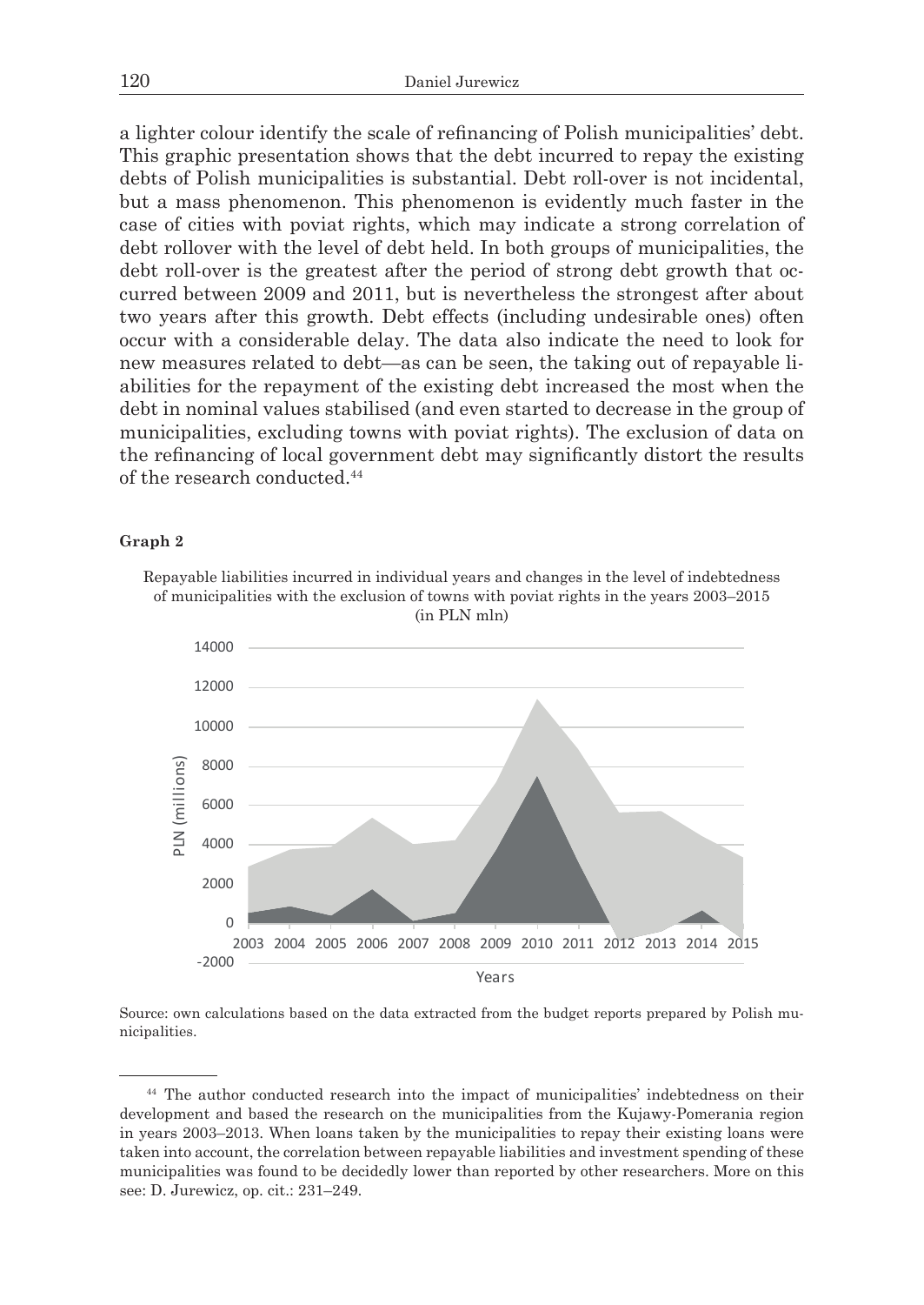a lighter colour identify the scale of refinancing of Polish municipalities' debt. This graphic presentation shows that the debt incurred to repay the existing debts of Polish municipalities is substantial. Debt roll-over is not incidental, but a mass phenomenon. This phenomenon is evidently much faster in the case of cities with poviat rights, which may indicate a strong correlation of debt rollover with the level of debt held. In both groups of municipalities, the debt roll-over is the greatest after the period of strong debt growth that occurred between 2009 and 2011, but is nevertheless the strongest after about two years after this growth. Debt effects (including undesirable ones) often occur with a considerable delay. The data also indicate the need to look for new measures related to debt—as can be seen, the taking out of repayable liabilities for the repayment of the existing debt increased the most when the debt in nominal values stabilised (and even started to decrease in the group of municipalities, excluding towns with poviat rights). The exclusion of data on the refinancing of local government debt may significantly distort the results of the research conducted.[44]

**Graph 2**

Repayable liabilities incurred in individual years and changes in the level of indebtedness of municipalities with the exclusion of towns with poviat rights in the years 2003–2015 (in PLN mln)

Source: own calculations based on the data extracted from the budget reports prepared by Polish municipalities.

---

[44] The author conducted research into the impact of municipalities' indebtedness on their development and based the research on the municipalities from the Kujawy-Pomerania region in years 2003–2013. When loans taken by the municipalities to repay their existing loans were taken into account, the correlation between repayable liabilities and investment spending of these municipalities was found to be decidedly lower than reported by other researchers. More on this see: D. Jurewicz, op. cit.: 231–249.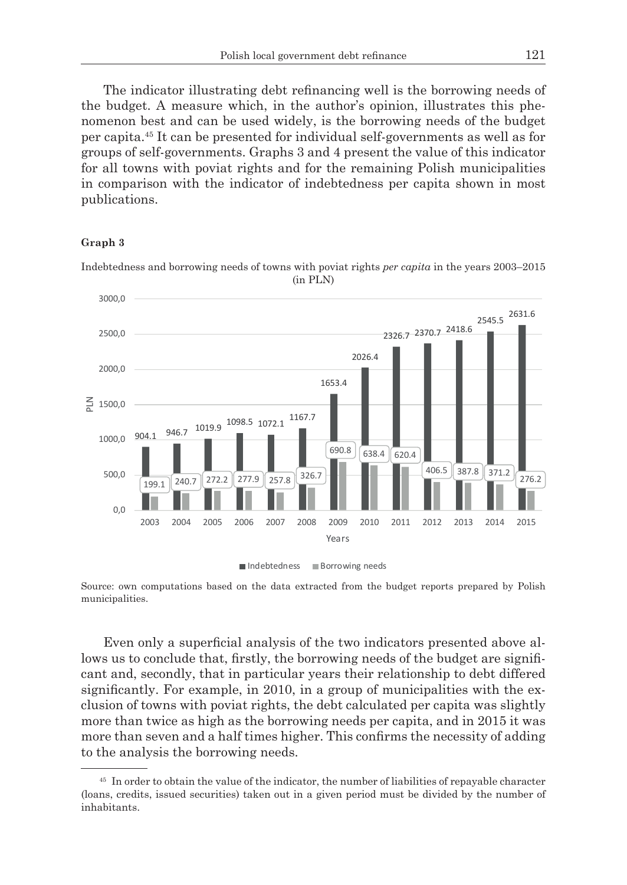The indicator illustrating debt refinancing well is the borrowing needs of the budget. A measure which, in the author's opinion, illustrates this phenomenon best and can be used widely, is the borrowing needs of the budget per capita.[45] It can be presented for individual self-governments as well as for groups of self-governments. Graphs 3 and 4 present the value of this indicator for all towns with poviat rights and for the remaining Polish municipalities in comparison with the indicator of indebtedness per capita shown in most publications.

**Graph 3**

Indebtedness and borrowing needs of towns with poviat rights *per capita* in the years 2003–2015 (in PLN)

| Years | Indebtedness | Borrowing needs |
|---|---|---|
| 2003 | 904.1 | 199.1 |
| 2004 | 946.7 | 240.7 |
| 2005 | 1019.9 | 272.2 |
| 2006 | 1098.5 | 277.9 |
| 2007 | 1072.1 | 257.8 |
| 2008 | 1167.7 | 326.7 |
| 2009 | 1653.4 | 690.8 |
| 2010 | 2026.4 | 638.4 |
| 2011 | 2326.7 | 620.4 |
| 2012 | 2370.7 | 406.5 |
| 2013 | 2418.6 | 387.8 |
| 2014 | 2545.5 | 371.2 |
| 2015 | 2631.6 | 276.2 |

Source: own computations based on the data extracted from the budget reports prepared by Polish municipalities.

Even only a superficial analysis of the two indicators presented above allows us to conclude that, firstly, the borrowing needs of the budget are significant and, secondly, that in particular years their relationship to debt differed significantly. For example, in 2010, in a group of municipalities with the exclusion of towns with poviat rights, the debt calculated per capita was slightly more than twice as high as the borrowing needs per capita, and in 2015 it was more than seven and a half times higher. This confirms the necessity of adding to the analysis the borrowing needs.

[45] In order to obtain the value of the indicator, the number of liabilities of repayable character (loans, credits, issued securities) taken out in a given period must be divided by the number of inhabitants.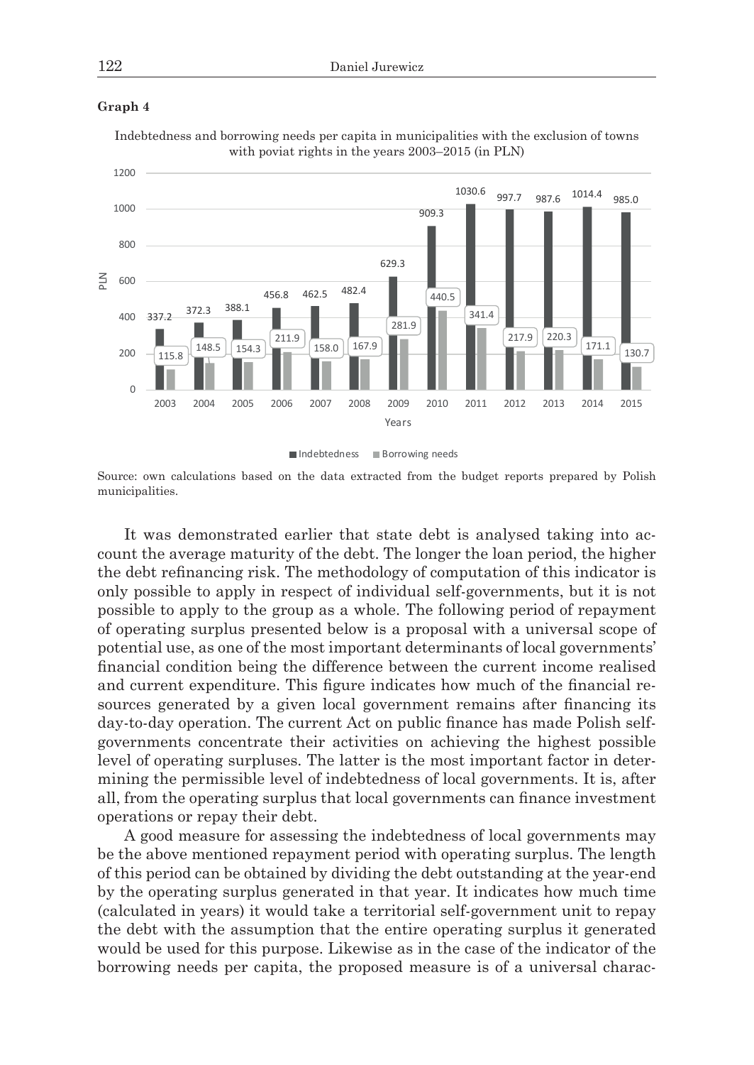**Graph 4**

Indebtedness and borrowing needs per capita in municipalities with the exclusion of towns with poviat rights in the years 2003–2015 (in PLN)

| Years | Indebtedness | Borrowing needs |
|---|---|---|
| 2003 | 337.2 | 115.8 |
| 2004 | 372.3 | 148.5 |
| 2005 | 388.1 | 154.3 |
| 2006 | 456.8 | 211.9 |
| 2007 | 462.5 | 158.0 |
| 2008 | 482.4 | 167.9 |
| 2009 | 629.3 | 281.9 |
| 2010 | 909.3 | 440.5 |
| 2011 | 1030.6 | 341.4 |
| 2012 | 997.7 | 217.9 |
| 2013 | 987.6 | 220.3 |
| 2014 | 1014.4 | 171.1 |
| 2015 | 985.0 | 130.7 |

Source: own calculations based on the data extracted from the budget reports prepared by Polish municipalities.

It was demonstrated earlier that state debt is analysed taking into account the average maturity of the debt. The longer the loan period, the higher the debt refinancing risk. The methodology of computation of this indicator is only possible to apply in respect of individual self-governments, but it is not possible to apply to the group as a whole. The following period of repayment of operating surplus presented below is a proposal with a universal scope of potential use, as one of the most important determinants of local governments' financial condition being the difference between the current income realised and current expenditure. This figure indicates how much of the financial resources generated by a given local government remains after financing its day-to-day operation. The current Act on public finance has made Polish self-governments concentrate their activities on achieving the highest possible level of operating surpluses. The latter is the most important factor in determining the permissible level of indebtedness of local governments. It is, after all, from the operating surplus that local governments can finance investment operations or repay their debt.

A good measure for assessing the indebtedness of local governments may be the above mentioned repayment period with operating surplus. The length of this period can be obtained by dividing the debt outstanding at the year-end by the operating surplus generated in that year. It indicates how much time (calculated in years) it would take a territorial self-government unit to repay the debt with the assumption that the entire operating surplus it generated would be used for this purpose. Likewise as in the case of the indicator of the borrowing needs per capita, the proposed measure is of a universal charac-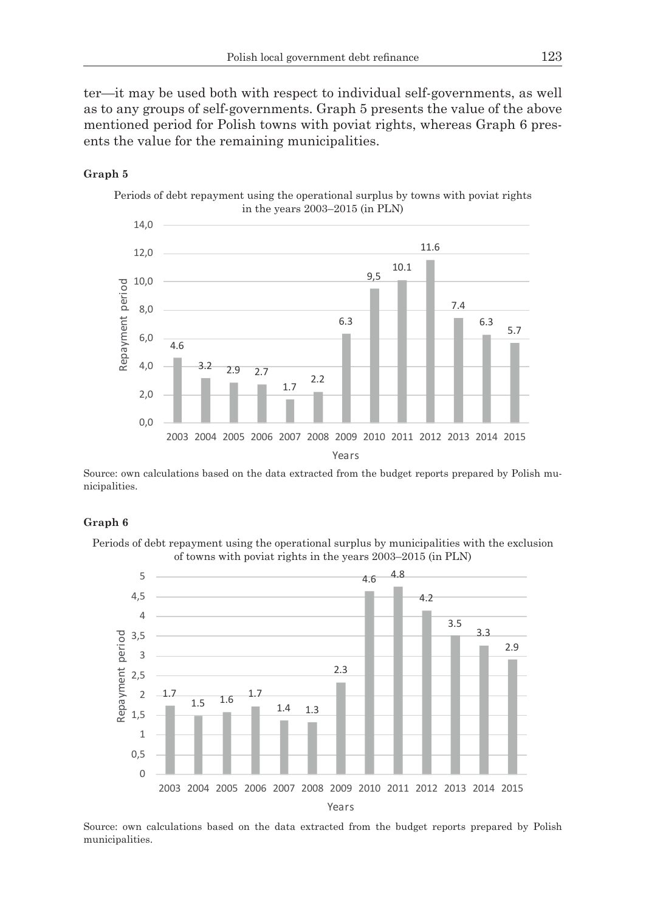ter—it may be used both with respect to individual self-governments, as well as to any groups of self-governments. Graph 5 presents the value of the above mentioned period for Polish towns with poviat rights, whereas Graph 6 presents the value for the remaining municipalities.

**Graph 5**

Periods of debt repayment using the operational surplus by towns with poviat rights in the years 2003–2015 (in PLN)

| Years | 2003 | 2004 | 2005 | 2006 | 2007 | 2008 | 2009 | 2010 | 2011 | 2012 | 2013 | 2014 | 2015 |
|---|---|---|---|---|---|---|---|---|---|---|---|---|---|
| Repayment period | 4.6 | 3.2 | 2.9 | 2.7 | 1.7 | 2.2 | 6.3 | 9,5 | 10.1 | 11.6 | 7.4 | 6.3 | 5.7 |

Source: own calculations based on the data extracted from the budget reports prepared by Polish municipalities.

**Graph 6**

Periods of debt repayment using the operational surplus by municipalities with the exclusion of towns with poviat rights in the years 2003–2015 (in PLN)

| Years | 2003 | 2004 | 2005 | 2006 | 2007 | 2008 | 2009 | 2010 | 2011 | 2012 | 2013 | 2014 | 2015 |
|---|---|---|---|---|---|---|---|---|---|---|---|---|---|
| Repayment period | 1.7 | 1.5 | 1.6 | 1.7 | 1.4 | 1.3 | 2.3 | 4.6 | 4.8 | 4.2 | 3.5 | 3.3 | 2.9 |

Source: own calculations based on the data extracted from the budget reports prepared by Polish municipalities.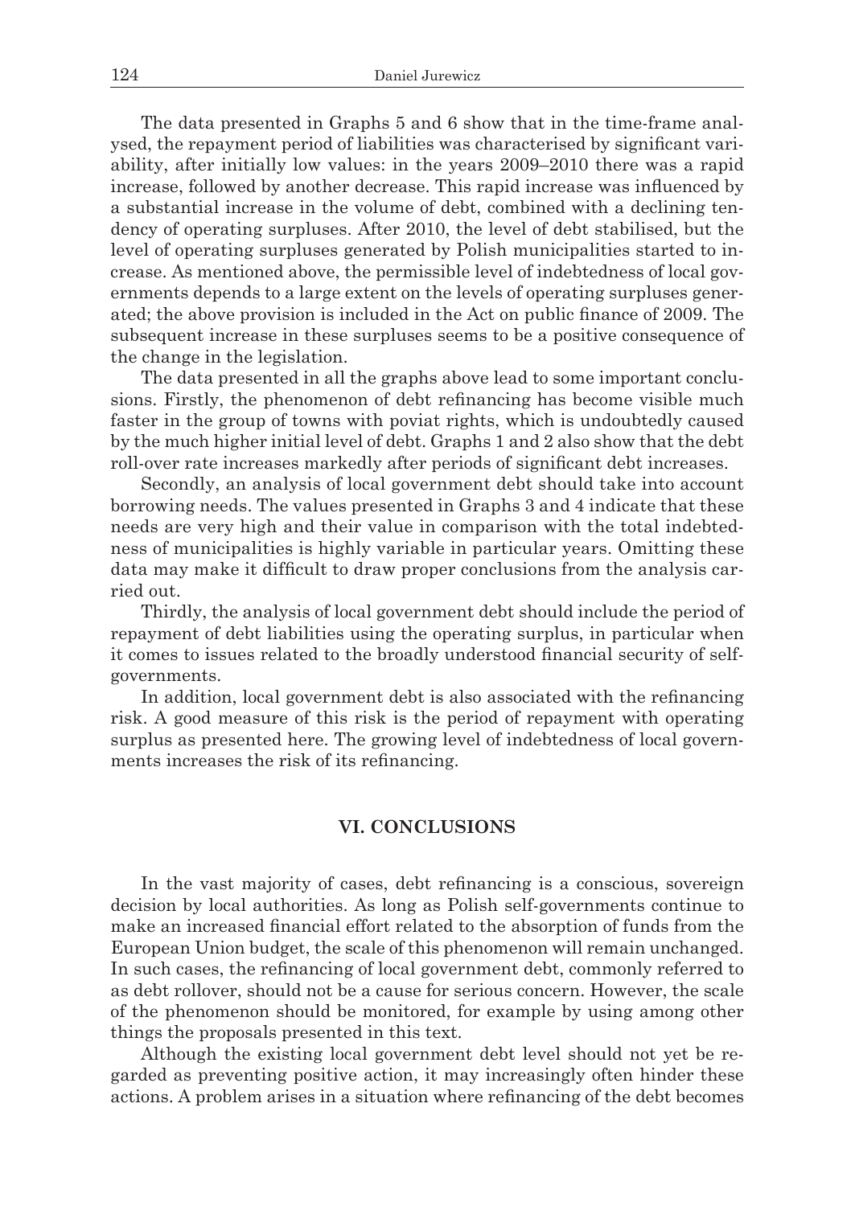The data presented in Graphs 5 and 6 show that in the time-frame analysed, the repayment period of liabilities was characterised by significant variability, after initially low values: in the years 2009–2010 there was a rapid increase, followed by another decrease. This rapid increase was influenced by a substantial increase in the volume of debt, combined with a declining tendency of operating surpluses. After 2010, the level of debt stabilised, but the level of operating surpluses generated by Polish municipalities started to increase. As mentioned above, the permissible level of indebtedness of local governments depends to a large extent on the levels of operating surpluses generated; the above provision is included in the Act on public finance of 2009. The subsequent increase in these surpluses seems to be a positive consequence of the change in the legislation.

The data presented in all the graphs above lead to some important conclusions. Firstly, the phenomenon of debt refinancing has become visible much faster in the group of towns with poviat rights, which is undoubtedly caused by the much higher initial level of debt. Graphs 1 and 2 also show that the debt roll-over rate increases markedly after periods of significant debt increases.

Secondly, an analysis of local government debt should take into account borrowing needs. The values presented in Graphs 3 and 4 indicate that these needs are very high and their value in comparison with the total indebtedness of municipalities is highly variable in particular years. Omitting these data may make it difficult to draw proper conclusions from the analysis carried out.

Thirdly, the analysis of local government debt should include the period of repayment of debt liabilities using the operating surplus, in particular when it comes to issues related to the broadly understood financial security of self-governments.

In addition, local government debt is also associated with the refinancing risk. A good measure of this risk is the period of repayment with operating surplus as presented here. The growing level of indebtedness of local governments increases the risk of its refinancing.

## VI. CONCLUSIONS

In the vast majority of cases, debt refinancing is a conscious, sovereign decision by local authorities. As long as Polish self-governments continue to make an increased financial effort related to the absorption of funds from the European Union budget, the scale of this phenomenon will remain unchanged. In such cases, the refinancing of local government debt, commonly referred to as debt rollover, should not be a cause for serious concern. However, the scale of the phenomenon should be monitored, for example by using among other things the proposals presented in this text.

Although the existing local government debt level should not yet be regarded as preventing positive action, it may increasingly often hinder these actions. A problem arises in a situation where refinancing of the debt becomes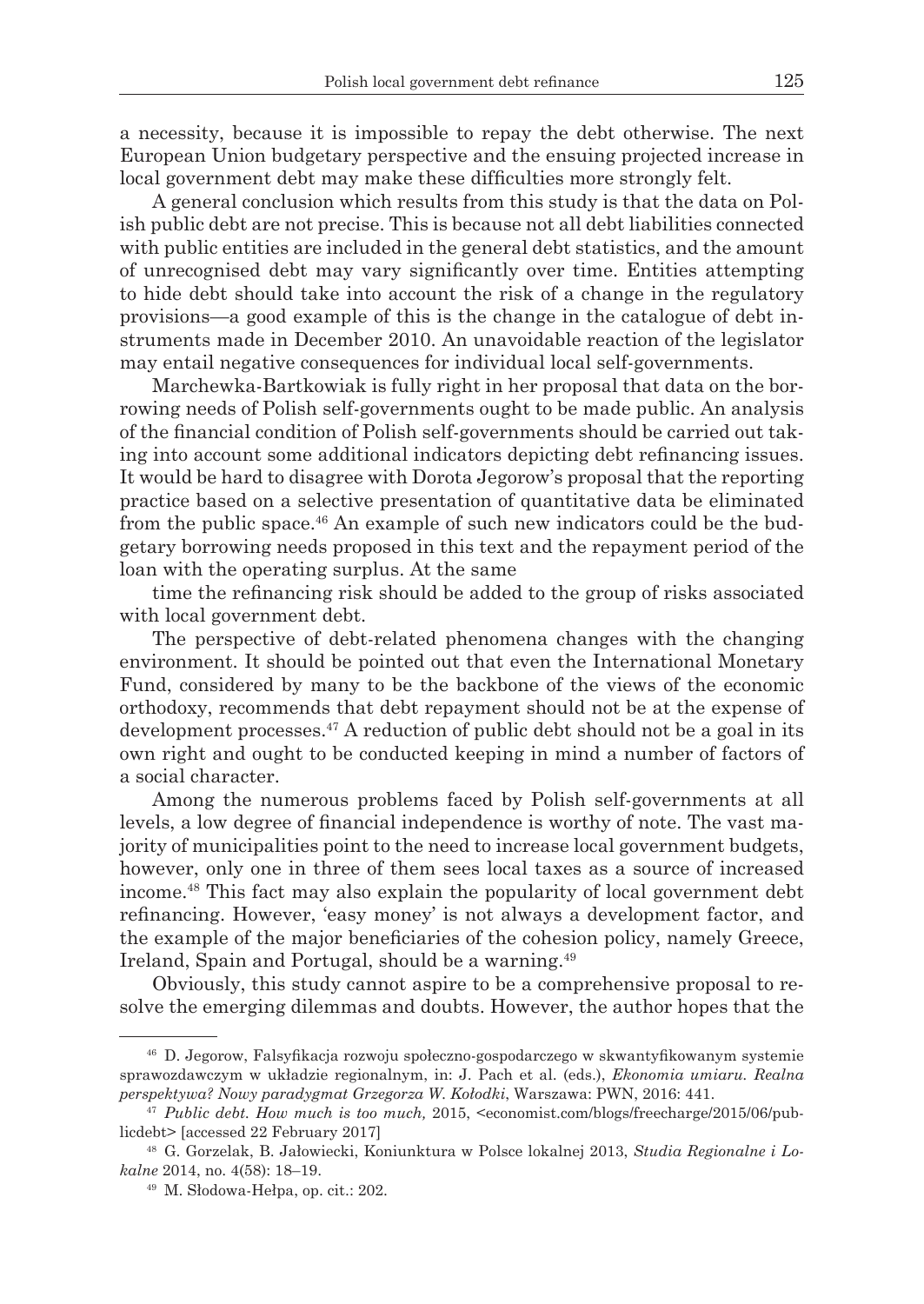a necessity, because it is impossible to repay the debt otherwise. The next European Union budgetary perspective and the ensuing projected increase in local government debt may make these difficulties more strongly felt.

A general conclusion which results from this study is that the data on Polish public debt are not precise. This is because not all debt liabilities connected with public entities are included in the general debt statistics, and the amount of unrecognised debt may vary significantly over time. Entities attempting to hide debt should take into account the risk of a change in the regulatory provisions—a good example of this is the change in the catalogue of debt instruments made in December 2010. An unavoidable reaction of the legislator may entail negative consequences for individual local self-governments.

Marchewka-Bartkowiak is fully right in her proposal that data on the borrowing needs of Polish self-governments ought to be made public. An analysis of the financial condition of Polish self-governments should be carried out taking into account some additional indicators depicting debt refinancing issues. It would be hard to disagree with Dorota Jegorow's proposal that the reporting practice based on a selective presentation of quantitative data be eliminated from the public space.[46] An example of such new indicators could be the budgetary borrowing needs proposed in this text and the repayment period of the loan with the operating surplus. At the same

time the refinancing risk should be added to the group of risks associated with local government debt.

The perspective of debt-related phenomena changes with the changing environment. It should be pointed out that even the International Monetary Fund, considered by many to be the backbone of the views of the economic orthodoxy, recommends that debt repayment should not be at the expense of development processes.[47] A reduction of public debt should not be a goal in its own right and ought to be conducted keeping in mind a number of factors of a social character.

Among the numerous problems faced by Polish self-governments at all levels, a low degree of financial independence is worthy of note. The vast majority of municipalities point to the need to increase local government budgets, however, only one in three of them sees local taxes as a source of increased income.[48] This fact may also explain the popularity of local government debt refinancing. However, 'easy money' is not always a development factor, and the example of the major beneficiaries of the cohesion policy, namely Greece, Ireland, Spain and Portugal, should be a warning.[49]

Obviously, this study cannot aspire to be a comprehensive proposal to resolve the emerging dilemmas and doubts. However, the author hopes that the

---

[46] D. Jegorow, Falsyfikacja rozwoju społeczno-gospodarczego w skwantyfikowanym systemie sprawozdawczym w układzie regionalnym, in: J. Pach et al. (eds.), *Ekonomia umiaru. Realna perspektywa? Nowy paradygmat Grzegorza W. Kołodki*, Warszawa: PWN, 2016: 441.

[47] *Public debt. How much is too much,* 2015, <economist.com/blogs/freecharge/2015/06/publicdebt> [accessed 22 February 2017]

[48] G. Gorzelak, B. Jałowiecki, Koniunktura w Polsce lokalnej 2013, *Studia Regionalne i Lokalne* 2014, no. 4(58): 18–19.

[49] M. Słodowa-Hełpa, op. cit.: 202.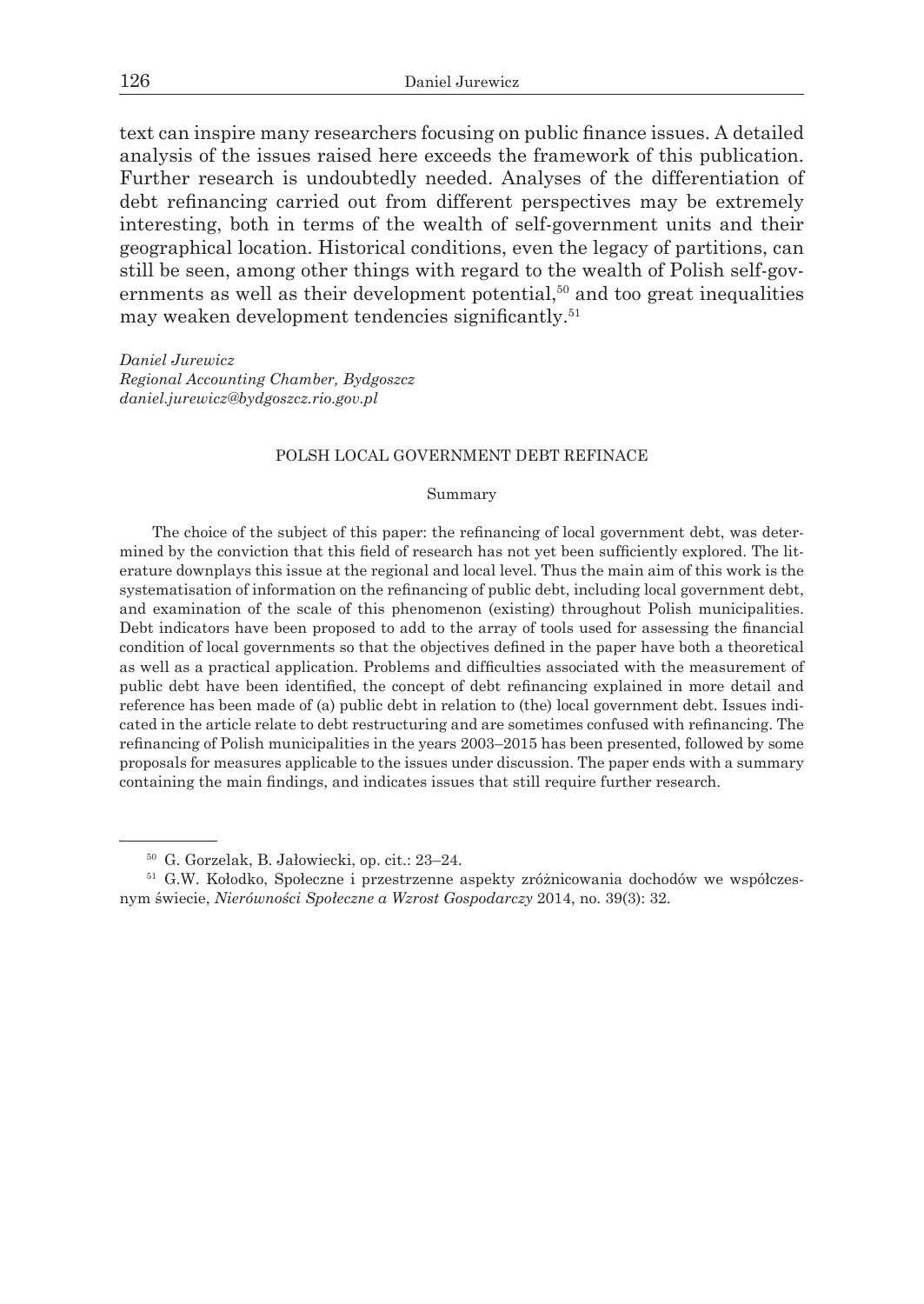text can inspire many researchers focusing on public finance issues. A detailed analysis of the issues raised here exceeds the framework of this publication. Further research is undoubtedly needed. Analyses of the differentiation of debt refinancing carried out from different perspectives may be extremely interesting, both in terms of the wealth of self-government units and their geographical location. Historical conditions, even the legacy of partitions, can still be seen, among other things with regard to the wealth of Polish self-governments as well as their development potential,[50] and too great inequalities may weaken development tendencies significantly.[51]

*Daniel Jurewicz*
*Regional Accounting Chamber, Bydgoszcz*
*daniel.jurewicz@bydgoszcz.rio.gov.pl*

## POLSH LOCAL GOVERNMENT DEBT REFINACE

### Summary

The choice of the subject of this paper: the refinancing of local government debt, was determined by the conviction that this field of research has not yet been sufficiently explored. The literature downplays this issue at the regional and local level. Thus the main aim of this work is the systematisation of information on the refinancing of public debt, including local government debt, and examination of the scale of this phenomenon (existing) throughout Polish municipalities. Debt indicators have been proposed to add to the array of tools used for assessing the financial condition of local governments so that the objectives defined in the paper have both a theoretical as well as a practical application. Problems and difficulties associated with the measurement of public debt have been identified, the concept of debt refinancing explained in more detail and reference has been made of (a) public debt in relation to (the) local government debt. Issues indicated in the article relate to debt restructuring and are sometimes confused with refinancing. The refinancing of Polish municipalities in the years 2003–2015 has been presented, followed by some proposals for measures applicable to the issues under discussion. The paper ends with a summary containing the main findings, and indicates issues that still require further research.

---

[50] G. Gorzelak, B. Jałowiecki, op. cit.: 23–24.

[51] G.W. Kołodko, Społeczne i przestrzenne aspekty zróżnicowania dochodów we współczesnym świecie, *Nierówności Społeczne a Wzrost Gospodarczy* 2014, no. 39(3): 32.